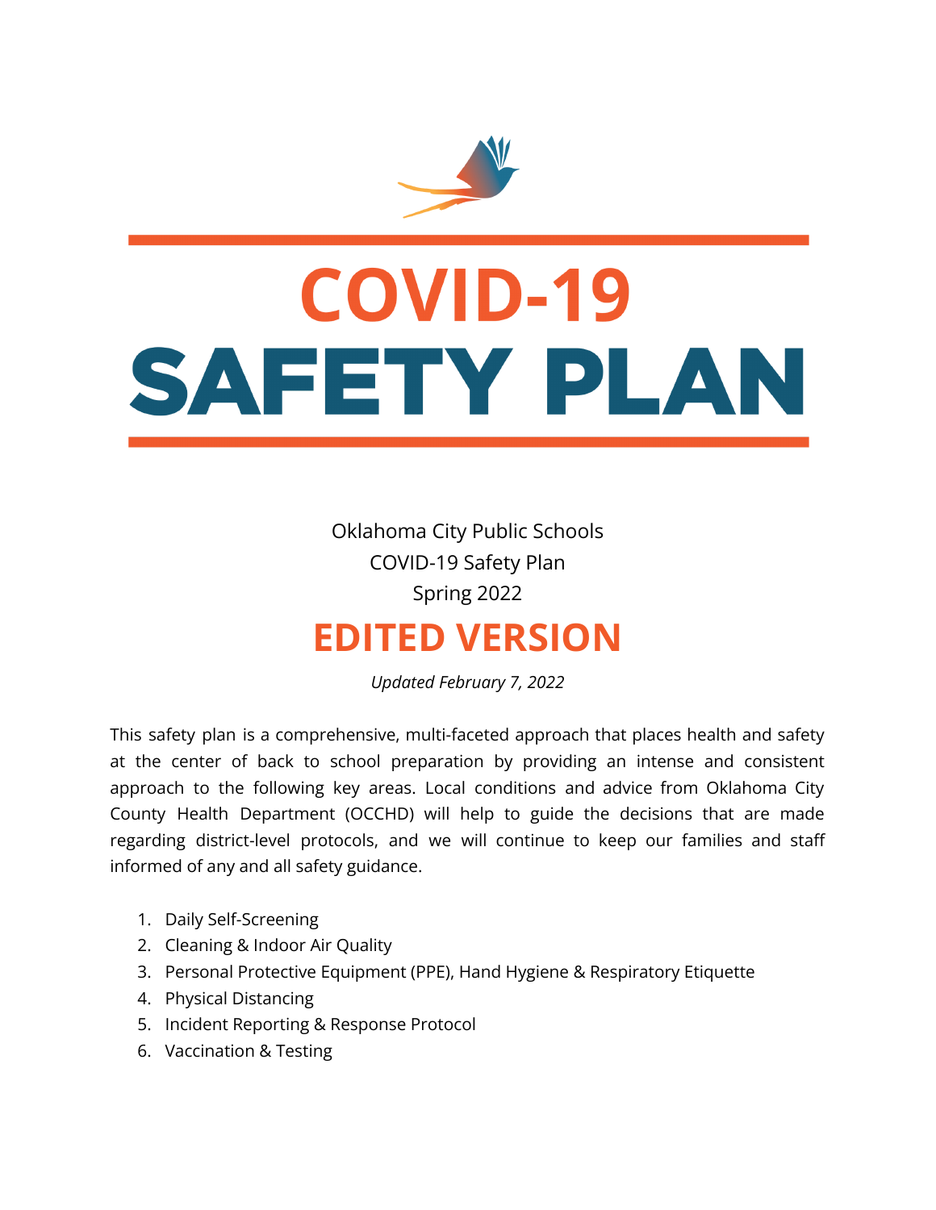# COVID-19 SAFETY PLAN

Oklahoma City Public Schools
COVID-19 Safety Plan
Spring 2022

## EDITED VERSION

*Updated February 7, 2022*

This safety plan is a comprehensive, multi-faceted approach that places health and safety at the center of back to school preparation by providing an intense and consistent approach to the following key areas. Local conditions and advice from Oklahoma City County Health Department (OCCHD) will help to guide the decisions that are made regarding district-level protocols, and we will continue to keep our families and staff informed of any and all safety guidance.

1. Daily Self-Screening
2. Cleaning & Indoor Air Quality
3. Personal Protective Equipment (PPE), Hand Hygiene & Respiratory Etiquette
4. Physical Distancing
5. Incident Reporting & Response Protocol
6. Vaccination & Testing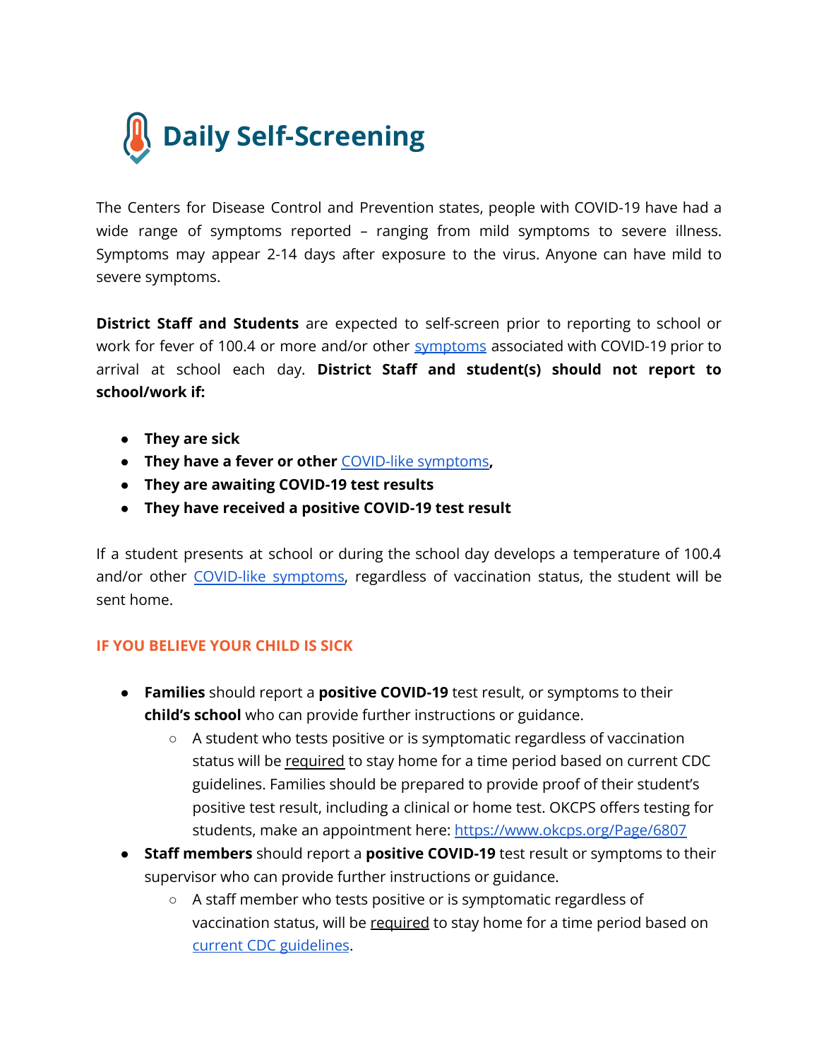# Daily Self-Screening

The Centers for Disease Control and Prevention states, people with COVID-19 have had a wide range of symptoms reported – ranging from mild symptoms to severe illness. Symptoms may appear 2-14 days after exposure to the virus. Anyone can have mild to severe symptoms.

**District Staff and Students** are expected to self-screen prior to reporting to school or work for fever of 100.4 or more and/or other symptoms associated with COVID-19 prior to arrival at school each day. **District Staff and student(s) should not report to school/work if:**

- **They are sick**
- **They have a fever or other** COVID-like symptoms**,**
- **They are awaiting COVID-19 test results**
- **They have received a positive COVID-19 test result**

If a student presents at school or during the school day develops a temperature of 100.4 and/or other COVID-like symptoms, regardless of vaccination status, the student will be sent home.

## IF YOU BELIEVE YOUR CHILD IS SICK

- **Families** should report a **positive COVID-19** test result, or symptoms to their **child's school** who can provide further instructions or guidance.
  - A student who tests positive or is symptomatic regardless of vaccination status will be required to stay home for a time period based on current CDC guidelines. Families should be prepared to provide proof of their student's positive test result, including a clinical or home test. OKCPS offers testing for students, make an appointment here: https://www.okcps.org/Page/6807
- **Staff members** should report a **positive COVID-19** test result or symptoms to their supervisor who can provide further instructions or guidance.
  - A staff member who tests positive or is symptomatic regardless of vaccination status, will be required to stay home for a time period based on current CDC guidelines.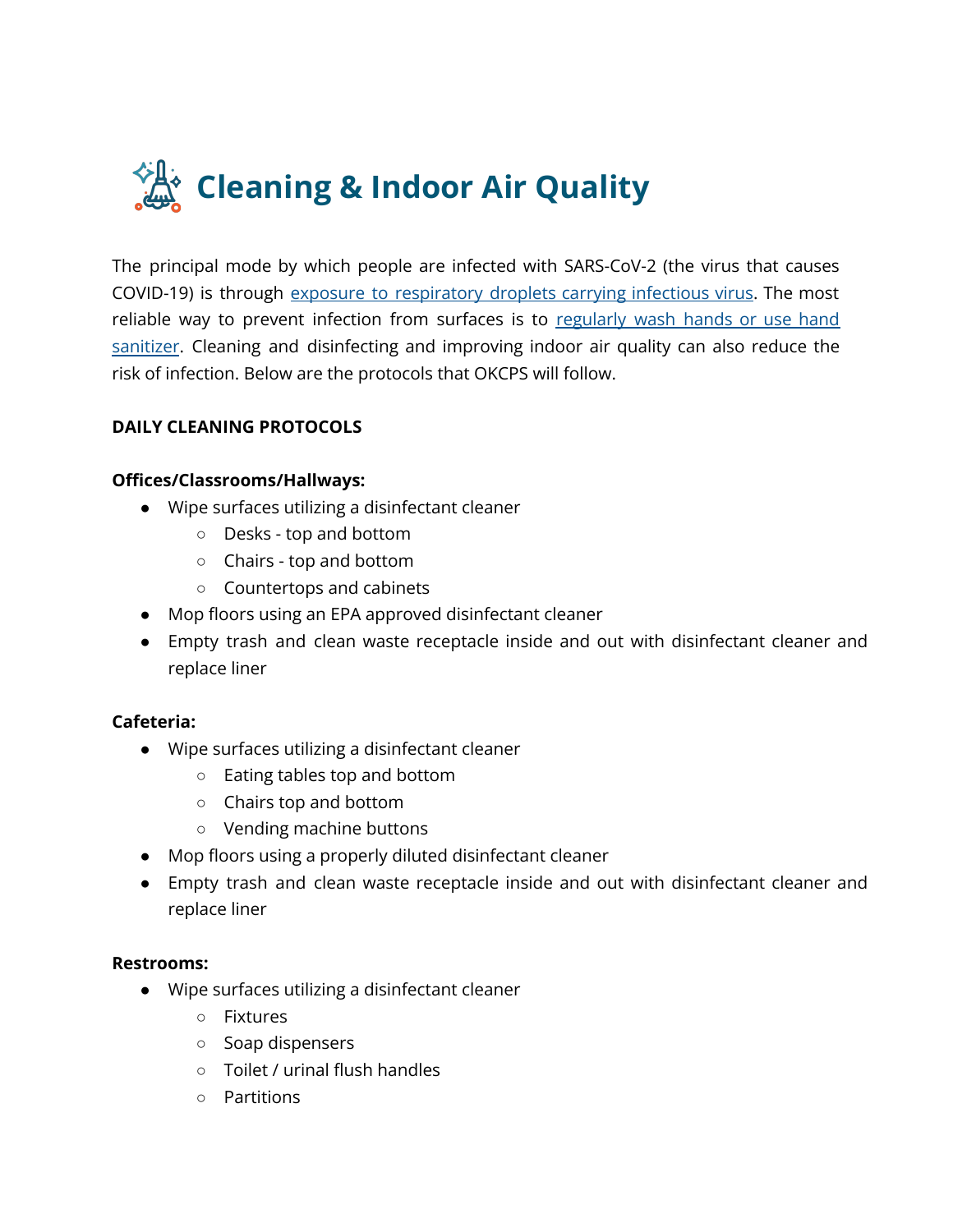# Cleaning & Indoor Air Quality

The principal mode by which people are infected with SARS-CoV-2 (the virus that causes COVID-19) is through exposure to respiratory droplets carrying infectious virus. The most reliable way to prevent infection from surfaces is to regularly wash hands or use hand sanitizer. Cleaning and disinfecting and improving indoor air quality can also reduce the risk of infection. Below are the protocols that OKCPS will follow.

**DAILY CLEANING PROTOCOLS**

**Offices/Classrooms/Hallways:**

- Wipe surfaces utilizing a disinfectant cleaner
  - Desks - top and bottom
  - Chairs - top and bottom
  - Countertops and cabinets
- Mop floors using an EPA approved disinfectant cleaner
- Empty trash and clean waste receptacle inside and out with disinfectant cleaner and replace liner

**Cafeteria:**

- Wipe surfaces utilizing a disinfectant cleaner
  - Eating tables top and bottom
  - Chairs top and bottom
  - Vending machine buttons
- Mop floors using a properly diluted disinfectant cleaner
- Empty trash and clean waste receptacle inside and out with disinfectant cleaner and replace liner

**Restrooms:**

- Wipe surfaces utilizing a disinfectant cleaner
  - Fixtures
  - Soap dispensers
  - Toilet / urinal flush handles
  - Partitions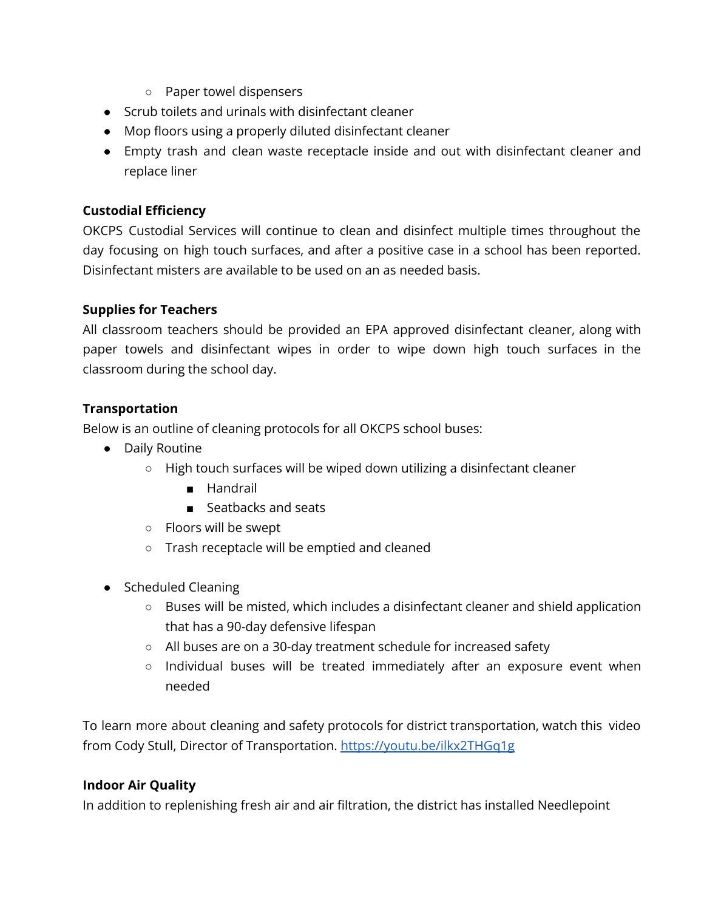- Paper towel dispensers
- Scrub toilets and urinals with disinfectant cleaner
- Mop floors using a properly diluted disinfectant cleaner
- Empty trash and clean waste receptacle inside and out with disinfectant cleaner and replace liner

**Custodial Efficiency**

OKCPS Custodial Services will continue to clean and disinfect multiple times throughout the day focusing on high touch surfaces, and after a positive case in a school has been reported. Disinfectant misters are available to be used on an as needed basis.

**Supplies for Teachers**

All classroom teachers should be provided an EPA approved disinfectant cleaner, along with paper towels and disinfectant wipes in order to wipe down high touch surfaces in the classroom during the school day.

**Transportation**

Below is an outline of cleaning protocols for all OKCPS school buses:

- Daily Routine
    - High touch surfaces will be wiped down utilizing a disinfectant cleaner
        - Handrail
        - Seatbacks and seats
    - Floors will be swept
    - Trash receptacle will be emptied and cleaned

- Scheduled Cleaning
    - Buses will be misted, which includes a disinfectant cleaner and shield application that has a 90-day defensive lifespan
    - All buses are on a 30-day treatment schedule for increased safety
    - Individual buses will be treated immediately after an exposure event when needed

To learn more about cleaning and safety protocols for district transportation, watch this video from Cody Stull, Director of Transportation. https://youtu.be/ilkx2THGq1g

**Indoor Air Quality**

In addition to replenishing fresh air and air filtration, the district has installed Needlepoint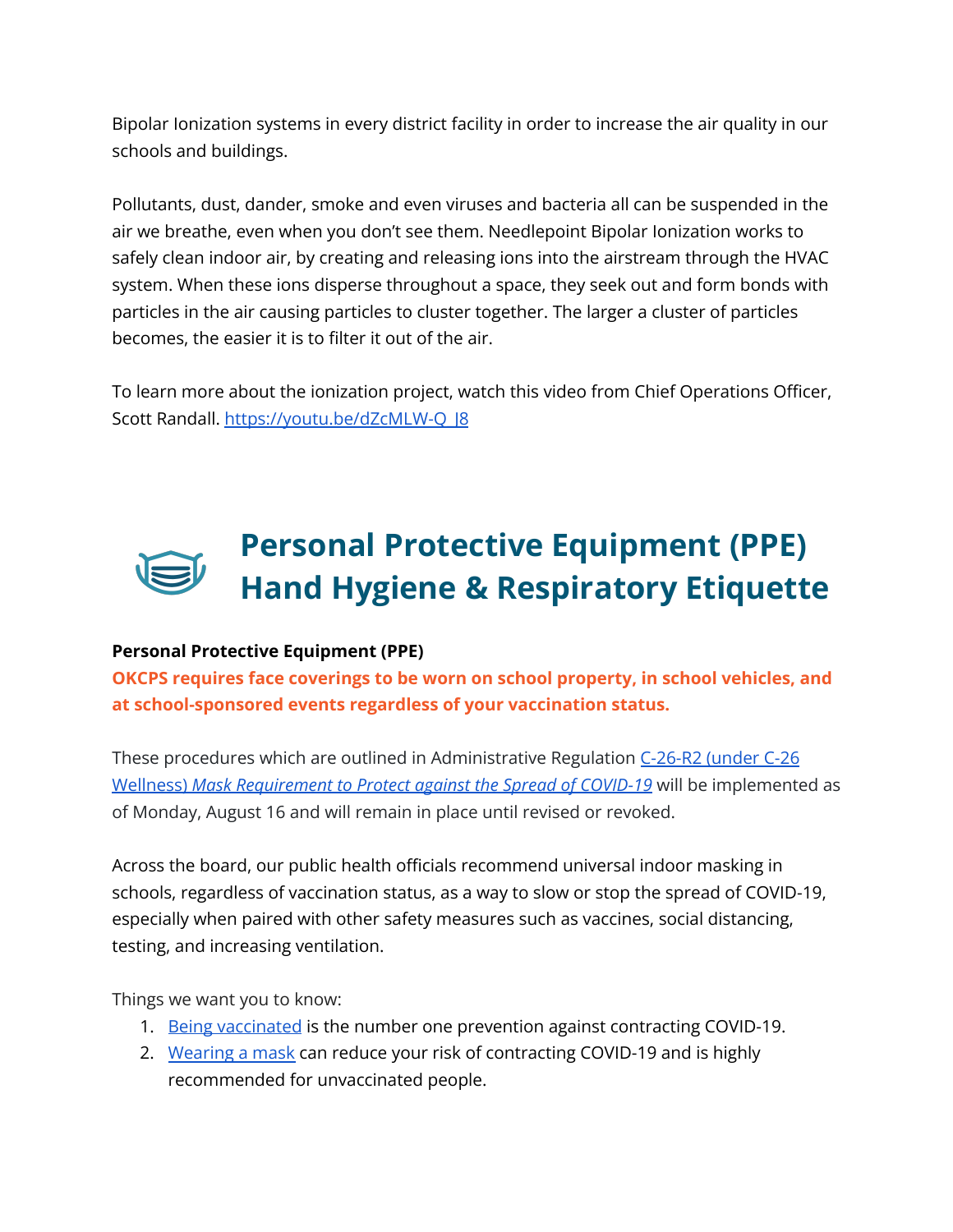Bipolar Ionization systems in every district facility in order to increase the air quality in our schools and buildings.

Pollutants, dust, dander, smoke and even viruses and bacteria all can be suspended in the air we breathe, even when you don't see them. Needlepoint Bipolar Ionization works to safely clean indoor air, by creating and releasing ions into the airstream through the HVAC system. When these ions disperse throughout a space, they seek out and form bonds with particles in the air causing particles to cluster together. The larger a cluster of particles becomes, the easier it is to filter it out of the air.

To learn more about the ionization project, watch this video from Chief Operations Officer, Scott Randall. [https://youtu.be/dZcMLW-Q_J8](https://youtu.be/dZcMLW-Q_J8)

# Personal Protective Equipment (PPE) Hand Hygiene & Respiratory Etiquette

**Personal Protective Equipment (PPE)**

**OKCPS requires face coverings to be worn on school property, in school vehicles, and at school-sponsored events regardless of your vaccination status.**

These procedures which are outlined in Administrative Regulation [C-26-R2 (under C-26 Wellness) *Mask Requirement to Protect against the Spread of COVID-19*]() will be implemented as of Monday, August 16 and will remain in place until revised or revoked.

Across the board, our public health officials recommend universal indoor masking in schools, regardless of vaccination status, as a way to slow or stop the spread of COVID-19, especially when paired with other safety measures such as vaccines, social distancing, testing, and increasing ventilation.

Things we want you to know:

1. [Being vaccinated]() is the number one prevention against contracting COVID-19.
2. [Wearing a mask]() can reduce your risk of contracting COVID-19 and is highly recommended for unvaccinated people.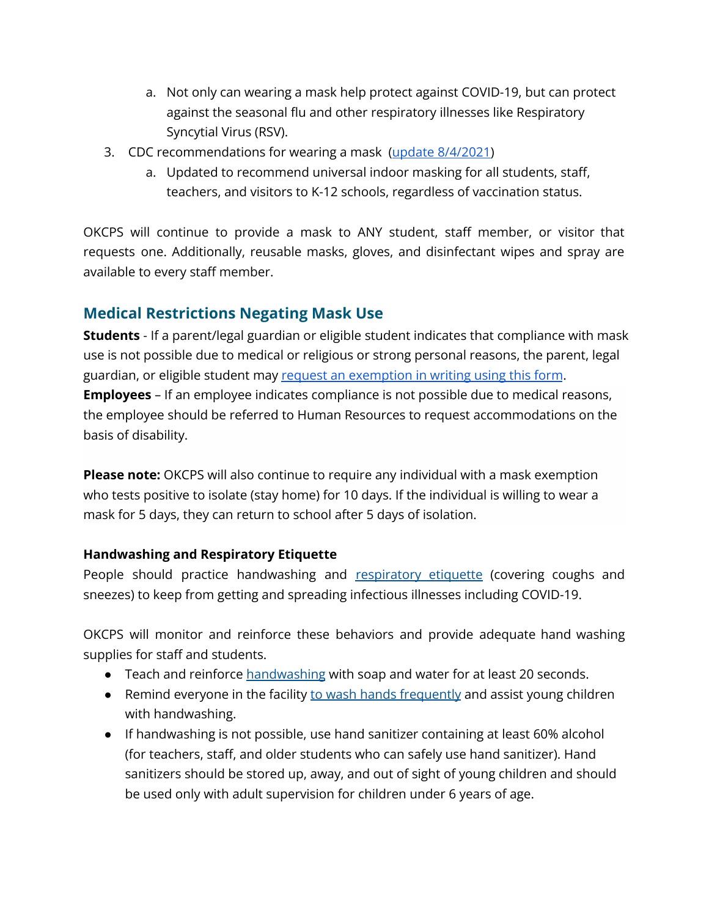a. Not only can wearing a mask help protect against COVID-19, but can protect against the seasonal flu and other respiratory illnesses like Respiratory Syncytial Virus (RSV).

3. CDC recommendations for wearing a mask ([update 8/4/2021](#))
    a. Updated to recommend universal indoor masking for all students, staff, teachers, and visitors to K-12 schools, regardless of vaccination status.

OKCPS will continue to provide a mask to ANY student, staff member, or visitor that requests one. Additionally, reusable masks, gloves, and disinfectant wipes and spray are available to every staff member.

## Medical Restrictions Negating Mask Use

**Students** - If a parent/legal guardian or eligible student indicates that compliance with mask use is not possible due to medical or religious or strong personal reasons, the parent, legal guardian, or eligible student may [request an exemption in writing using this form](#).
**Employees** – If an employee indicates compliance is not possible due to medical reasons, the employee should be referred to Human Resources to request accommodations on the basis of disability.

**Please note:** OKCPS will also continue to require any individual with a mask exemption who tests positive to isolate (stay home) for 10 days. If the individual is willing to wear a mask for 5 days, they can return to school after 5 days of isolation.

### Handwashing and Respiratory Etiquette

People should practice handwashing and [respiratory etiquette](#) (covering coughs and sneezes) to keep from getting and spreading infectious illnesses including COVID-19.

OKCPS will monitor and reinforce these behaviors and provide adequate hand washing supplies for staff and students.

- Teach and reinforce [handwashing](#) with soap and water for at least 20 seconds.
- Remind everyone in the facility [to wash hands frequently](#) and assist young children with handwashing.
- If handwashing is not possible, use hand sanitizer containing at least 60% alcohol (for teachers, staff, and older students who can safely use hand sanitizer). Hand sanitizers should be stored up, away, and out of sight of young children and should be used only with adult supervision for children under 6 years of age.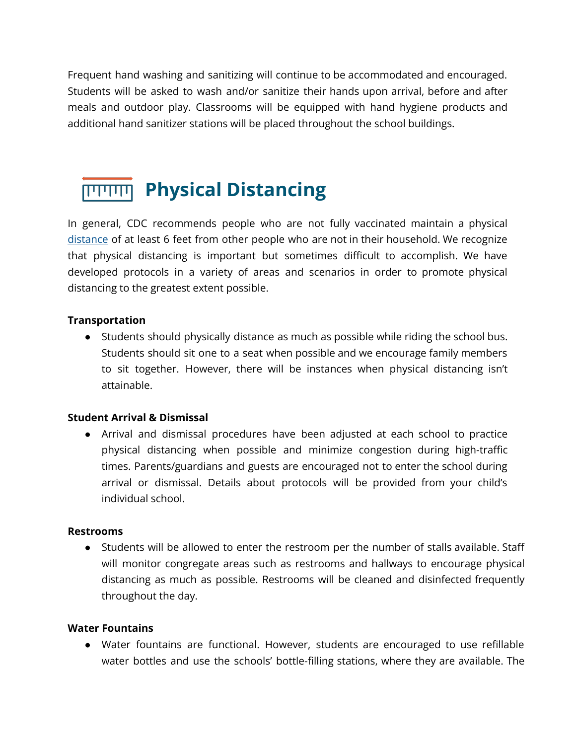Frequent hand washing and sanitizing will continue to be accommodated and encouraged. Students will be asked to wash and/or sanitize their hands upon arrival, before and after meals and outdoor play. Classrooms will be equipped with hand hygiene products and additional hand sanitizer stations will be placed throughout the school buildings.

## Physical Distancing

In general, CDC recommends people who are not fully vaccinated maintain a physical distance of at least 6 feet from other people who are not in their household. We recognize that physical distancing is important but sometimes difficult to accomplish. We have developed protocols in a variety of areas and scenarios in order to promote physical distancing to the greatest extent possible.

**Transportation**

- Students should physically distance as much as possible while riding the school bus. Students should sit one to a seat when possible and we encourage family members to sit together. However, there will be instances when physical distancing isn't attainable.

**Student Arrival & Dismissal**

- Arrival and dismissal procedures have been adjusted at each school to practice physical distancing when possible and minimize congestion during high-traffic times. Parents/guardians and guests are encouraged not to enter the school during arrival or dismissal. Details about protocols will be provided from your child's individual school.

**Restrooms**

- Students will be allowed to enter the restroom per the number of stalls available. Staff will monitor congregate areas such as restrooms and hallways to encourage physical distancing as much as possible. Restrooms will be cleaned and disinfected frequently throughout the day.

**Water Fountains**

- Water fountains are functional. However, students are encouraged to use refillable water bottles and use the schools' bottle-filling stations, where they are available. The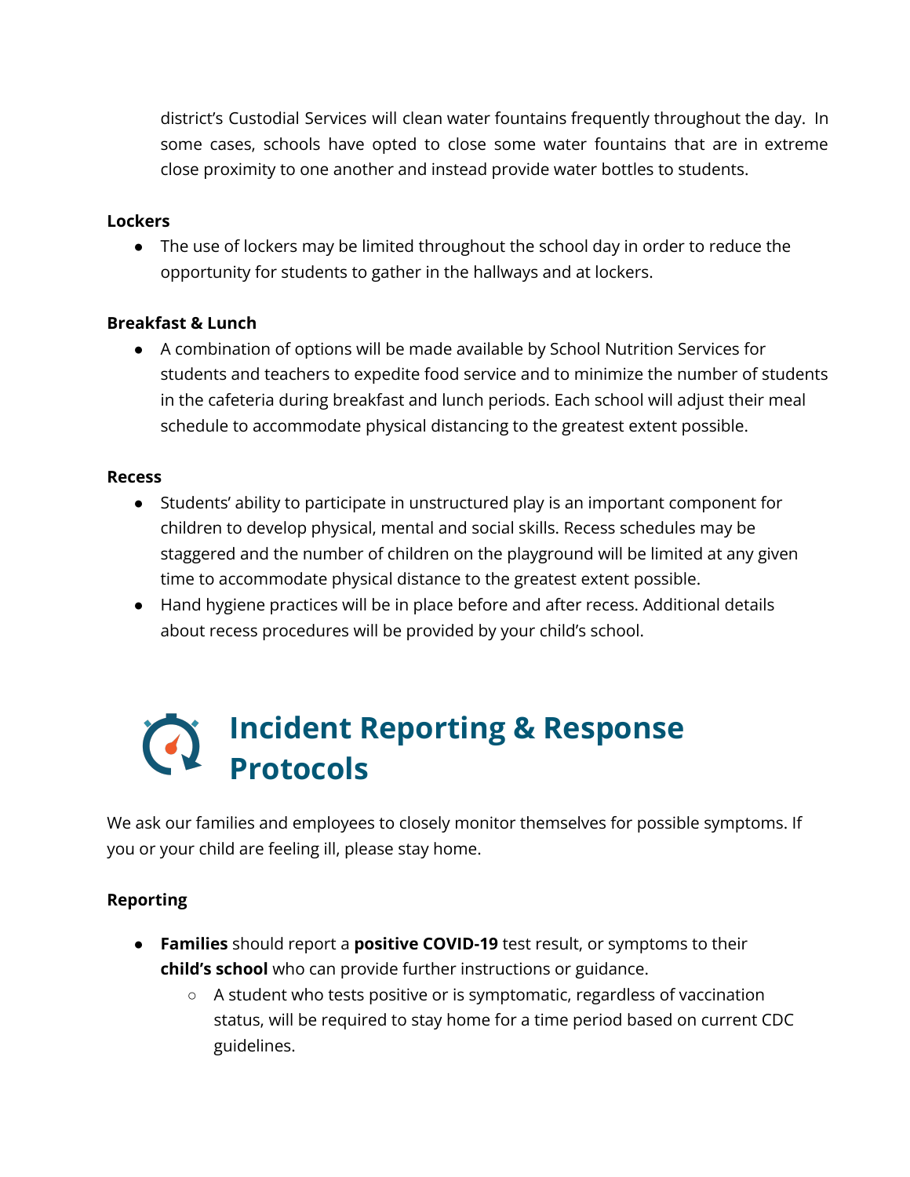district's Custodial Services will clean water fountains frequently throughout the day. In some cases, schools have opted to close some water fountains that are in extreme close proximity to one another and instead provide water bottles to students.

**Lockers**

- The use of lockers may be limited throughout the school day in order to reduce the opportunity for students to gather in the hallways and at lockers.

**Breakfast & Lunch**

- A combination of options will be made available by School Nutrition Services for students and teachers to expedite food service and to minimize the number of students in the cafeteria during breakfast and lunch periods. Each school will adjust their meal schedule to accommodate physical distancing to the greatest extent possible.

**Recess**

- Students' ability to participate in unstructured play is an important component for children to develop physical, mental and social skills. Recess schedules may be staggered and the number of children on the playground will be limited at any given time to accommodate physical distance to the greatest extent possible.
- Hand hygiene practices will be in place before and after recess. Additional details about recess procedures will be provided by your child's school.

# Incident Reporting & Response Protocols

We ask our families and employees to closely monitor themselves for possible symptoms. If you or your child are feeling ill, please stay home.

**Reporting**

- **Families** should report a **positive COVID-19** test result, or symptoms to their **child's school** who can provide further instructions or guidance.
  - A student who tests positive or is symptomatic, regardless of vaccination status, will be required to stay home for a time period based on current CDC guidelines.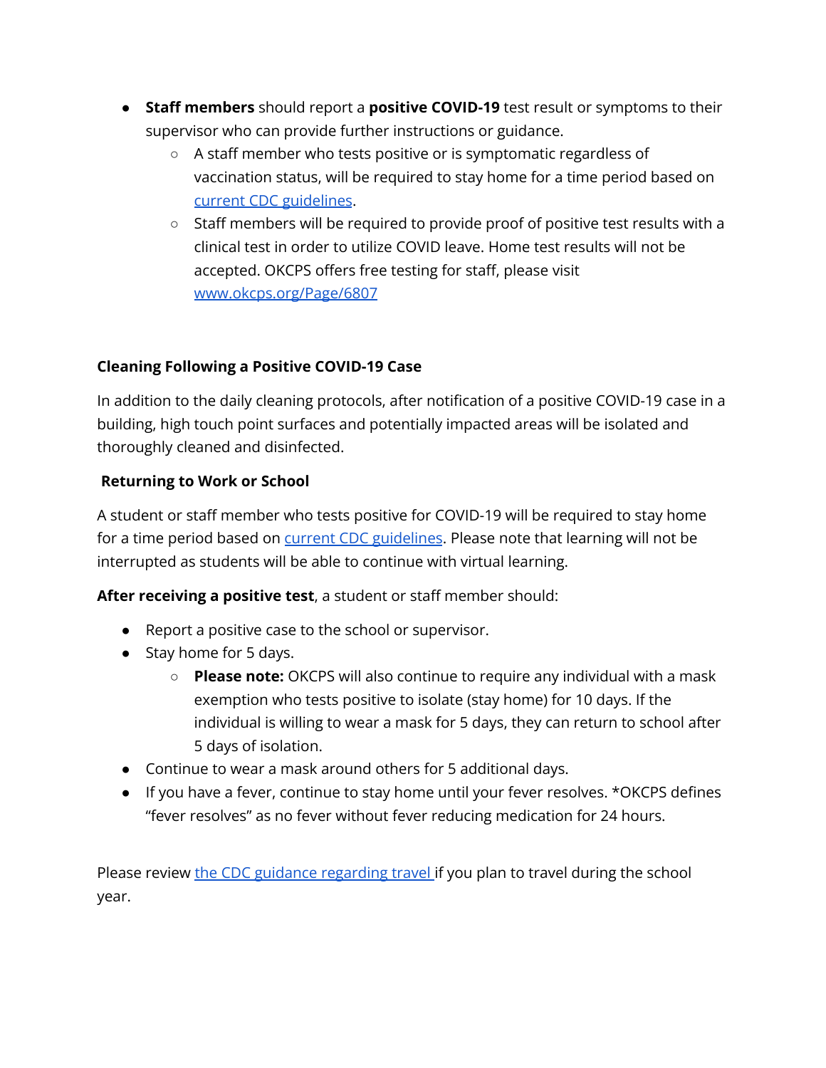- **Staff members** should report a **positive COVID-19** test result or symptoms to their supervisor who can provide further instructions or guidance.
  - A staff member who tests positive or is symptomatic regardless of vaccination status, will be required to stay home for a time period based on [current CDC guidelines](#).
  - Staff members will be required to provide proof of positive test results with a clinical test in order to utilize COVID leave. Home test results will not be accepted. OKCPS offers free testing for staff, please visit [www.okcps.org/Page/6807](www.okcps.org/Page/6807)

**Cleaning Following a Positive COVID-19 Case**

In addition to the daily cleaning protocols, after notification of a positive COVID-19 case in a building, high touch point surfaces and potentially impacted areas will be isolated and thoroughly cleaned and disinfected.

**Returning to Work or School**

A student or staff member who tests positive for COVID-19 will be required to stay home for a time period based on [current CDC guidelines](#). Please note that learning will not be interrupted as students will be able to continue with virtual learning.

**After receiving a positive test**, a student or staff member should:

- Report a positive case to the school or supervisor.
- Stay home for 5 days.
  - **Please note:** OKCPS will also continue to require any individual with a mask exemption who tests positive to isolate (stay home) for 10 days. If the individual is willing to wear a mask for 5 days, they can return to school after 5 days of isolation.
- Continue to wear a mask around others for 5 additional days.
- If you have a fever, continue to stay home until your fever resolves. *OKCPS defines "fever resolves" as no fever without fever reducing medication for 24 hours.

Please review [the CDC guidance regarding travel](#) if you plan to travel during the school year.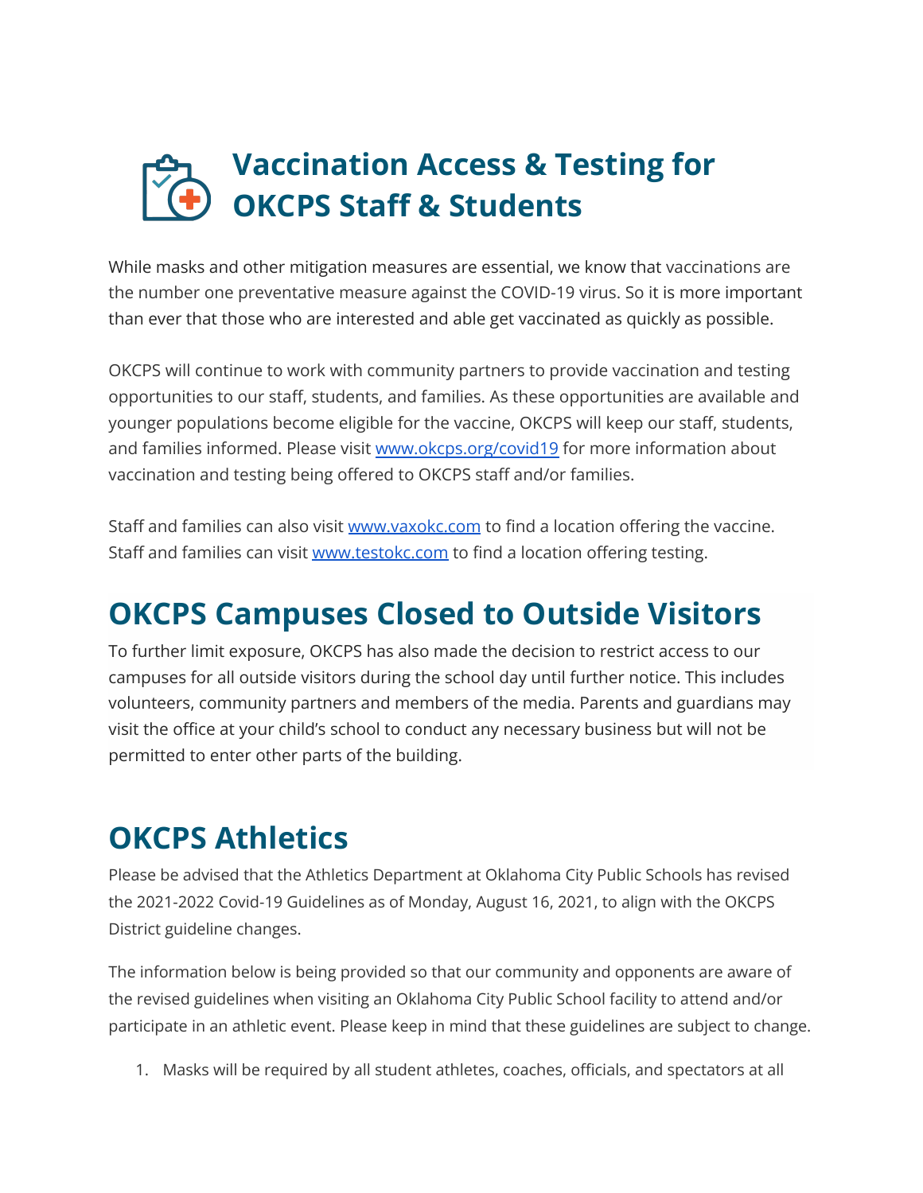# Vaccination Access & Testing for OKCPS Staff & Students

While masks and other mitigation measures are essential, we know that vaccinations are the number one preventative measure against the COVID-19 virus. So it is more important than ever that those who are interested and able get vaccinated as quickly as possible.

OKCPS will continue to work with community partners to provide vaccination and testing opportunities to our staff, students, and families. As these opportunities are available and younger populations become eligible for the vaccine, OKCPS will keep our staff, students, and families informed. Please visit [www.okcps.org/covid19](http://www.okcps.org/covid19) for more information about vaccination and testing being offered to OKCPS staff and/or families.

Staff and families can also visit [www.vaxokc.com](http://www.vaxokc.com) to find a location offering the vaccine. Staff and families can visit [www.testokc.com](http://www.testokc.com) to find a location offering testing.

# OKCPS Campuses Closed to Outside Visitors

To further limit exposure, OKCPS has also made the decision to restrict access to our campuses for all outside visitors during the school day until further notice. This includes volunteers, community partners and members of the media. Parents and guardians may visit the office at your child's school to conduct any necessary business but will not be permitted to enter other parts of the building.

# OKCPS Athletics

Please be advised that the Athletics Department at Oklahoma City Public Schools has revised the 2021-2022 Covid-19 Guidelines as of Monday, August 16, 2021, to align with the OKCPS District guideline changes.

The information below is being provided so that our community and opponents are aware of the revised guidelines when visiting an Oklahoma City Public School facility to attend and/or participate in an athletic event. Please keep in mind that these guidelines are subject to change.

1. Masks will be required by all student athletes, coaches, officials, and spectators at all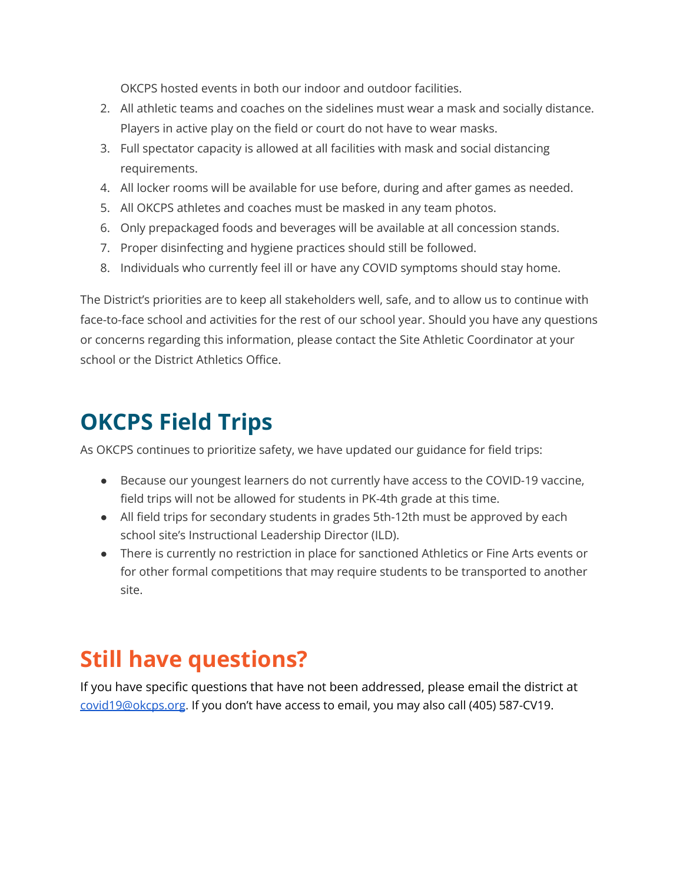OKCPS hosted events in both our indoor and outdoor facilities.

2. All athletic teams and coaches on the sidelines must wear a mask and socially distance. Players in active play on the field or court do not have to wear masks.
3. Full spectator capacity is allowed at all facilities with mask and social distancing requirements.
4. All locker rooms will be available for use before, during and after games as needed.
5. All OKCPS athletes and coaches must be masked in any team photos.
6. Only prepackaged foods and beverages will be available at all concession stands.
7. Proper disinfecting and hygiene practices should still be followed.
8. Individuals who currently feel ill or have any COVID symptoms should stay home.

The District's priorities are to keep all stakeholders well, safe, and to allow us to continue with face-to-face school and activities for the rest of our school year. Should you have any questions or concerns regarding this information, please contact the Site Athletic Coordinator at your school or the District Athletics Office.

## OKCPS Field Trips

As OKCPS continues to prioritize safety, we have updated our guidance for field trips:

- Because our youngest learners do not currently have access to the COVID-19 vaccine, field trips will not be allowed for students in PK-4th grade at this time.
- All field trips for secondary students in grades 5th-12th must be approved by each school site's Instructional Leadership Director (ILD).
- There is currently no restriction in place for sanctioned Athletics or Fine Arts events or for other formal competitions that may require students to be transported to another site.

## Still have questions?

If you have specific questions that have not been addressed, please email the district at covid19@okcps.org. If you don't have access to email, you may also call (405) 587-CV19.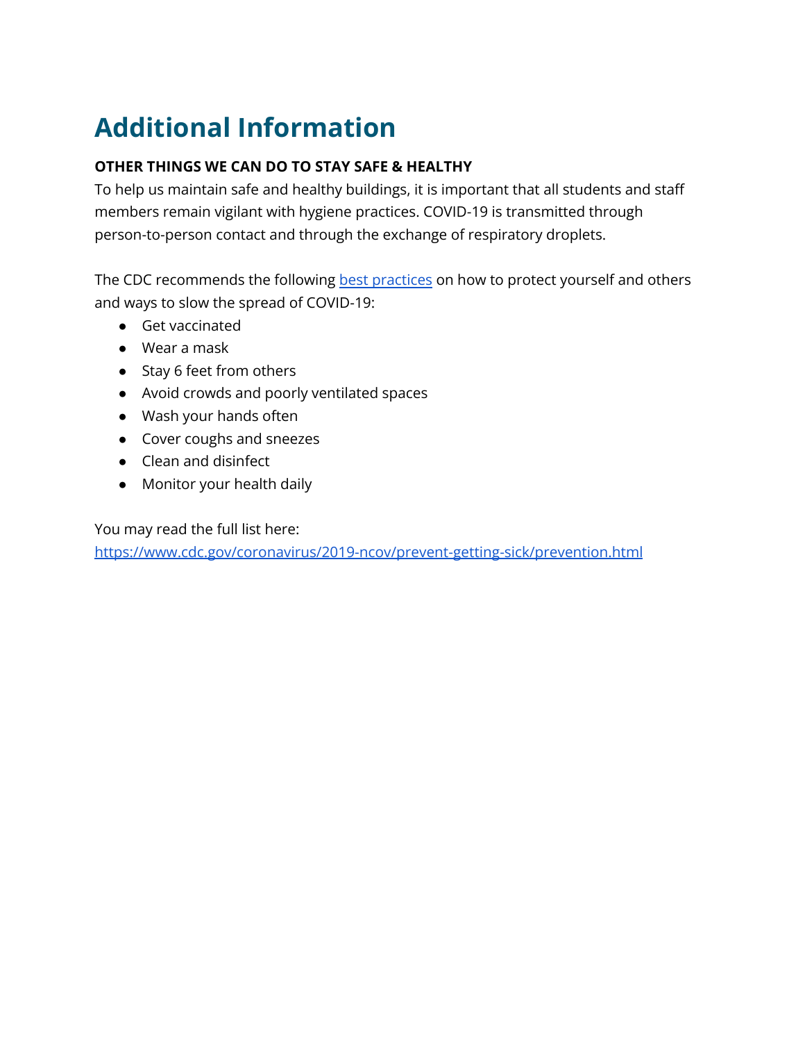# Additional Information

**OTHER THINGS WE CAN DO TO STAY SAFE & HEALTHY**

To help us maintain safe and healthy buildings, it is important that all students and staff members remain vigilant with hygiene practices. COVID-19 is transmitted through person-to-person contact and through the exchange of respiratory droplets.

The CDC recommends the following best practices on how to protect yourself and others and ways to slow the spread of COVID-19:

- Get vaccinated
- Wear a mask
- Stay 6 feet from others
- Avoid crowds and poorly ventilated spaces
- Wash your hands often
- Cover coughs and sneezes
- Clean and disinfect
- Monitor your health daily

You may read the full list here:
https://www.cdc.gov/coronavirus/2019-ncov/prevent-getting-sick/prevention.html